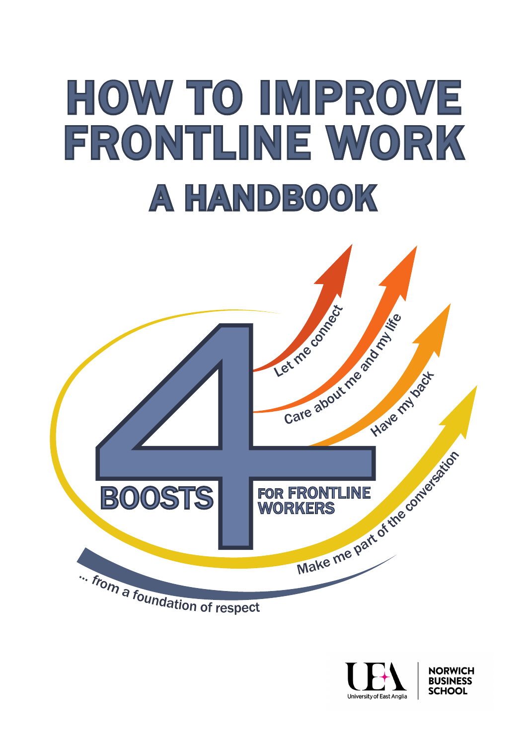# HOW TO IMPROVE FRONTLINE WORK

## A HANDBOOK

4 BOOSTS FOR FRONTLINE WORKERS

- Let me connect
- Care about me and my life
- Have my back
- Make me part of the conversation

... from a foundation of respect

University of East Anglia

NORWICH BUSINESS SCHOOL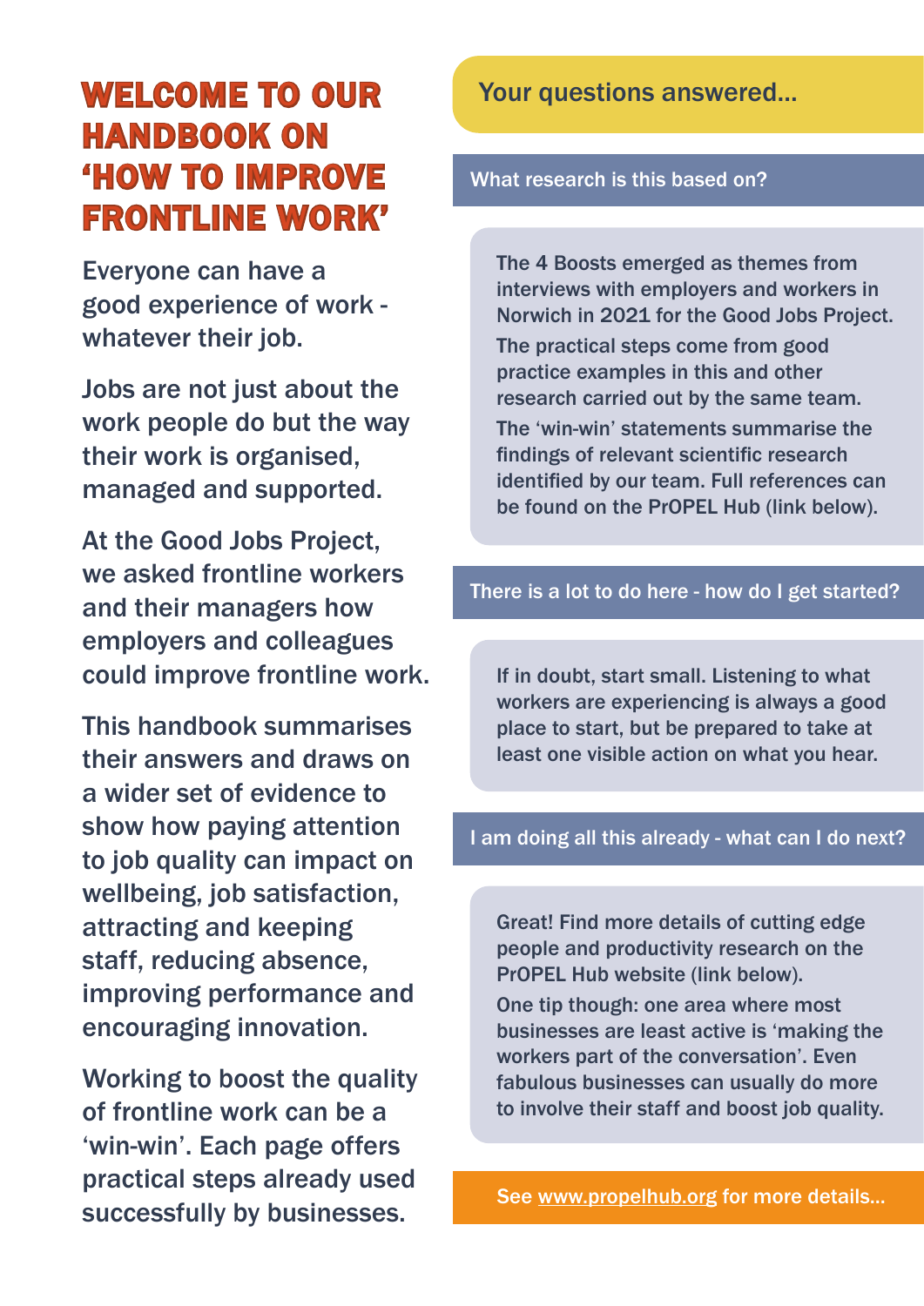# WELCOME TO OUR HANDBOOK ON 'HOW TO IMPROVE FRONTLINE WORK'

Everyone can have a good experience of work - whatever their job.

Jobs are not just about the work people do but the way their work is organised, managed and supported.

At the Good Jobs Project, we asked frontline workers and their managers how employers and colleagues could improve frontline work.

This handbook summarises their answers and draws on a wider set of evidence to show how paying attention to job quality can impact on wellbeing, job satisfaction, attracting and keeping staff, reducing absence, improving performance and encouraging innovation.

Working to boost the quality of frontline work can be a 'win-win'. Each page offers practical steps already used successfully by businesses.

## Your questions answered...

### What research is this based on?

The 4 Boosts emerged as themes from interviews with employers and workers in Norwich in 2021 for the Good Jobs Project.

The practical steps come from good practice examples in this and other research carried out by the same team.

The 'win-win' statements summarise the findings of relevant scientific research identified by our team. Full references can be found on the PrOPEL Hub (link below).

### There is a lot to do here - how do I get started?

If in doubt, start small. Listening to what workers are experiencing is always a good place to start, but be prepared to take at least one visible action on what you hear.

### I am doing all this already - what can I do next?

Great! Find more details of cutting edge people and productivity research on the PrOPEL Hub website (link below).

One tip though: one area where most businesses are least active is 'making the workers part of the conversation'. Even fabulous businesses can usually do more to involve their staff and boost job quality.

See www.propelhub.org for more details...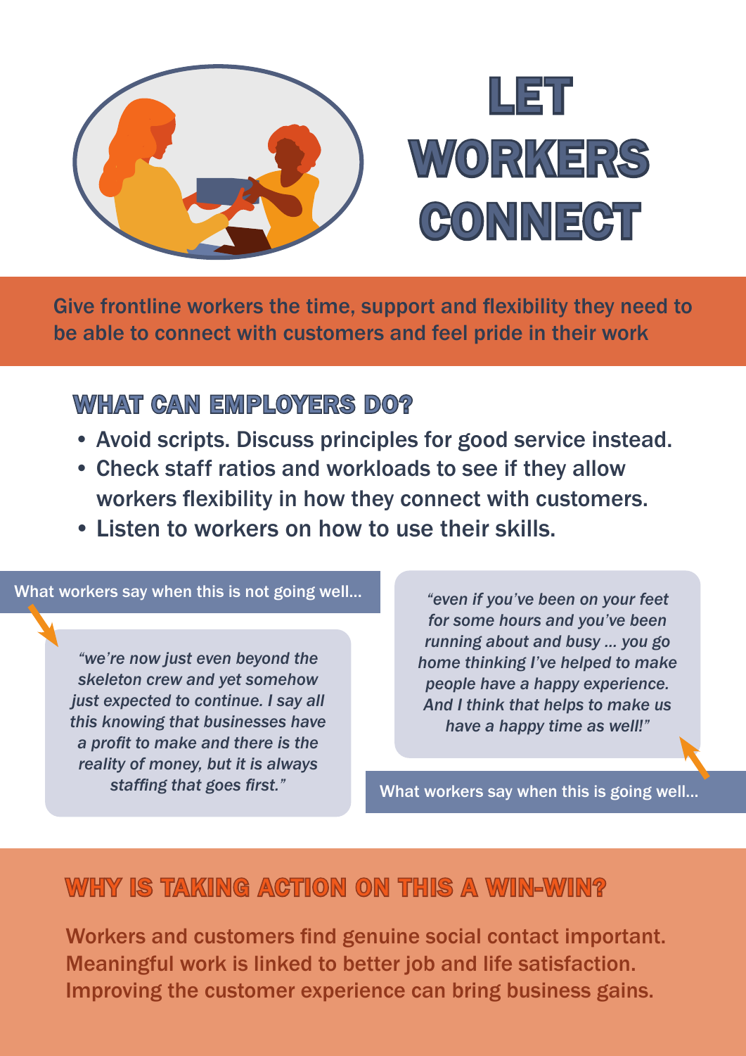# LET WORKERS CONNECT

Give frontline workers the time, support and flexibility they need to be able to connect with customers and feel pride in their work

## WHAT CAN EMPLOYERS DO?

- Avoid scripts. Discuss principles for good service instead.
- Check staff ratios and workloads to see if they allow workers flexibility in how they connect with customers.
- Listen to workers on how to use their skills.

What workers say when this is not going well...

*"we're now just even beyond the skeleton crew and yet somehow just expected to continue. I say all this knowing that businesses have a profit to make and there is the reality of money, but it is always staffing that goes first."*

What workers say when this is going well...

*"even if you've been on your feet for some hours and you've been running about and busy ... you go home thinking I've helped to make people have a happy experience. And I think that helps to make us have a happy time as well!"*

## WHY IS TAKING ACTION ON THIS A WIN-WIN?

Workers and customers find genuine social contact important. Meaningful work is linked to better job and life satisfaction. Improving the customer experience can bring business gains.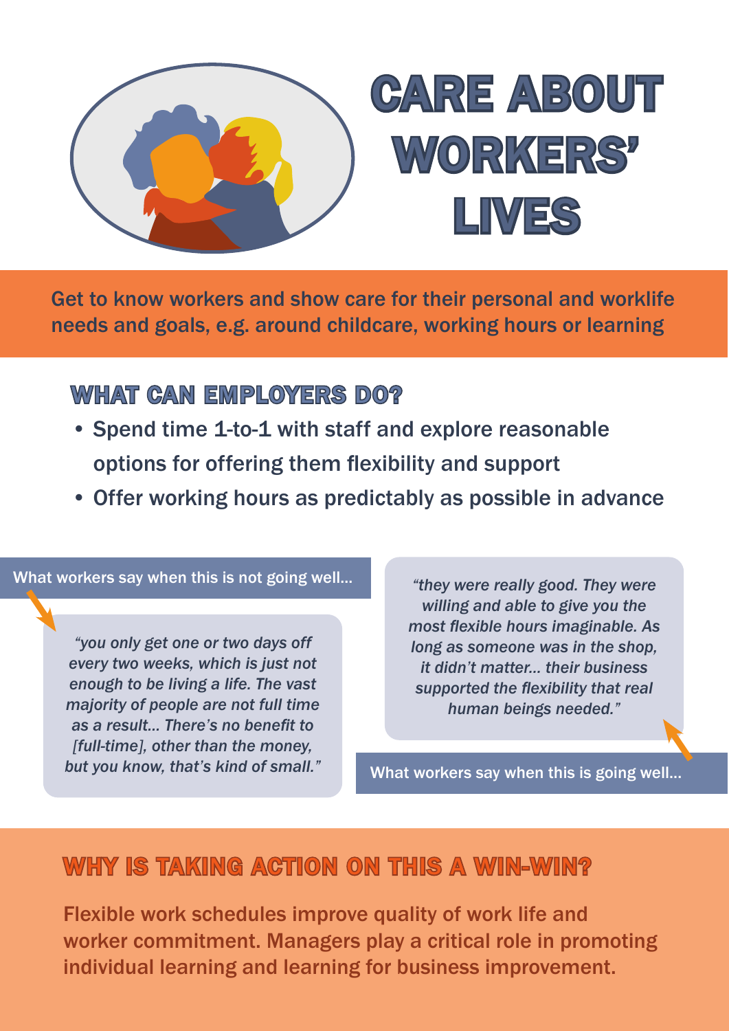# CARE ABOUT WORKERS' LIVES

Get to know workers and show care for their personal and worklife needs and goals, e.g. around childcare, working hours or learning

## WHAT CAN EMPLOYERS DO?

- Spend time 1-to-1 with staff and explore reasonable options for offering them flexibility and support
- Offer working hours as predictably as possible in advance

What workers say when this is not going well...

> *"you only get one or two days off every two weeks, which is just not enough to be living a life. The vast majority of people are not full time as a result... There's no benefit to [full-time], other than the money, but you know, that's kind of small."*

What workers say when this is going well...

> *"they were really good. They were willing and able to give you the most flexible hours imaginable. As long as someone was in the shop, it didn't matter... their business supported the flexibility that real human beings needed."*

## WHY IS TAKING ACTION ON THIS A WIN-WIN?

Flexible work schedules improve quality of work life and worker commitment. Managers play a critical role in promoting individual learning and learning for business improvement.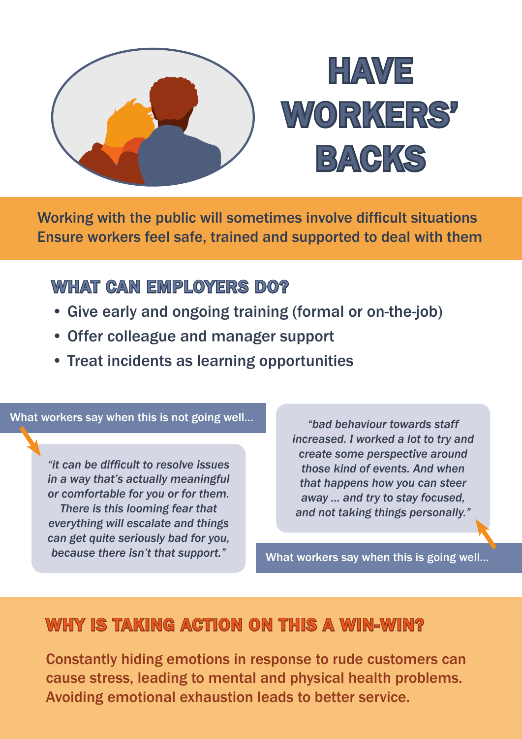# HAVE WORKERS' BACKS

Working with the public will sometimes involve difficult situations
Ensure workers feel safe, trained and supported to deal with them

## WHAT CAN EMPLOYERS DO?

- Give early and ongoing training (formal or on-the-job)
- Offer colleague and manager support
- Treat incidents as learning opportunities

What workers say when this is not going well...

*"it can be difficult to resolve issues in a way that's actually meaningful or comfortable for you or for them. There is this looming fear that everything will escalate and things can get quite seriously bad for you, because there isn't that support."*

What workers say when this is going well...

*"bad behaviour towards staff increased. I worked a lot to try and create some perspective around those kind of events. And when that happens how you can steer away ... and try to stay focused, and not taking things personally."*

## WHY IS TAKING ACTION ON THIS A WIN-WIN?

Constantly hiding emotions in response to rude customers can cause stress, leading to mental and physical health problems. Avoiding emotional exhaustion leads to better service.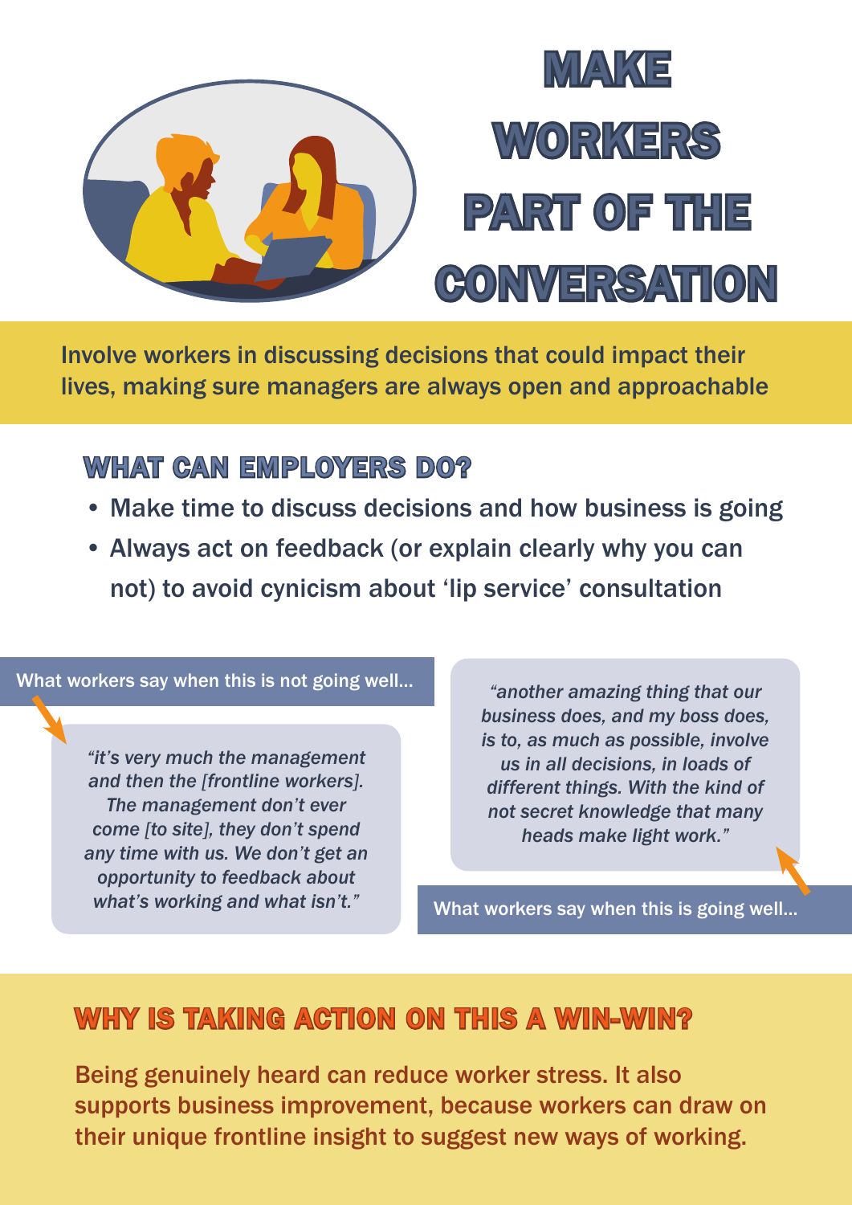# MAKE WORKERS PART OF THE CONVERSATION

Involve workers in discussing decisions that could impact their lives, making sure managers are always open and approachable

## WHAT CAN EMPLOYERS DO?

- Make time to discuss decisions and how business is going
- Always act on feedback (or explain clearly why you can not) to avoid cynicism about 'lip service' consultation

What workers say when this is not going well...

*"it's very much the management and then the [frontline workers]. The management don't ever come [to site], they don't spend any time with us. We don't get an opportunity to feedback about what's working and what isn't."*

*"another amazing thing that our business does, and my boss does, is to, as much as possible, involve us in all decisions, in loads of different things. With the kind of not secret knowledge that many heads make light work."*

What workers say when this is going well...

## WHY IS TAKING ACTION ON THIS A WIN-WIN?

Being genuinely heard can reduce worker stress. It also supports business improvement, because workers can draw on their unique frontline insight to suggest new ways of working.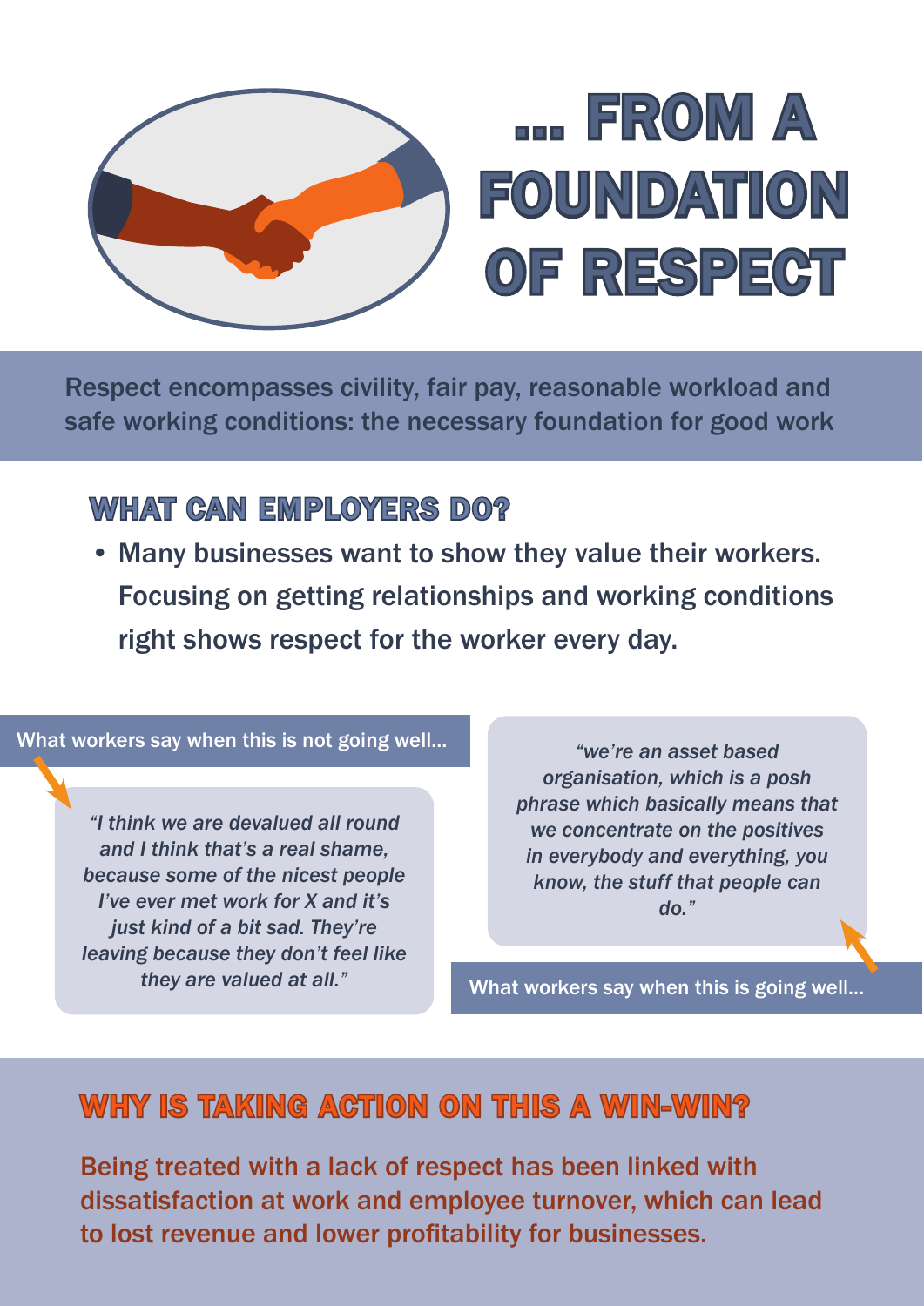# … FROM A FOUNDATION OF RESPECT

Respect encompasses civility, fair pay, reasonable workload and safe working conditions: the necessary foundation for good work

## WHAT CAN EMPLOYERS DO?

- Many businesses want to show they value their workers. Focusing on getting relationships and working conditions right shows respect for the worker every day.

What workers say when this is not going well…

> *"I think we are devalued all round and I think that's a real shame, because some of the nicest people I've ever met work for X and it's just kind of a bit sad. They're leaving because they don't feel like they are valued at all."*

What workers say when this is going well…

> *"we're an asset based organisation, which is a posh phrase which basically means that we concentrate on the positives in everybody and everything, you know, the stuff that people can do."*

## WHY IS TAKING ACTION ON THIS A WIN-WIN?

Being treated with a lack of respect has been linked with dissatisfaction at work and employee turnover, which can lead to lost revenue and lower profitability for businesses.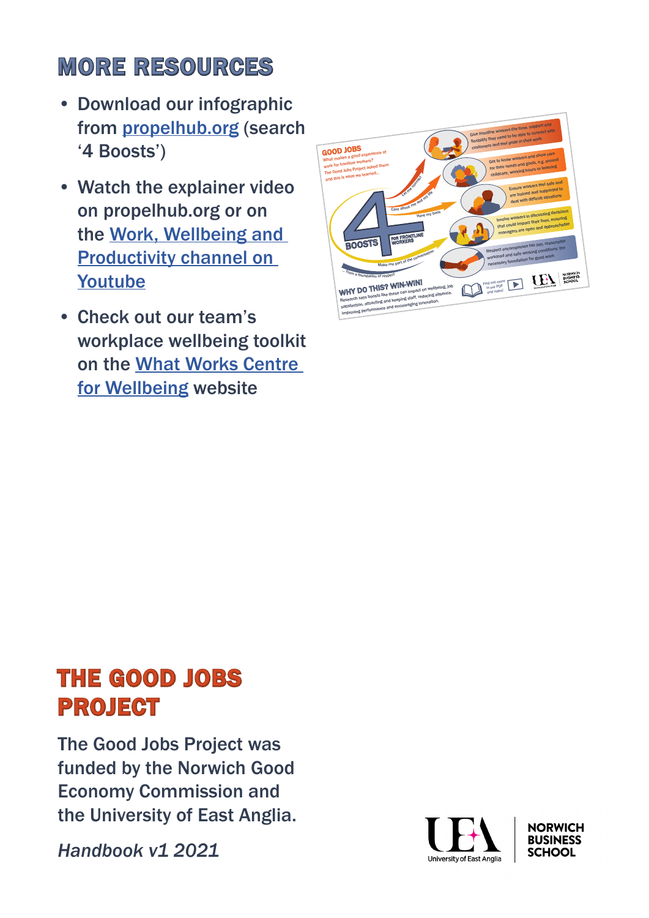# MORE RESOURCES

- Download our infographic from [propelhub.org](propelhub.org) (search '4 Boosts')
- Watch the explainer video on propelhub.org or on the [Work, Wellbeing and Productivity channel on Youtube]()
- Check out our team's workplace wellbeing toolkit on the [What Works Centre for Wellbeing]() website

# THE GOOD JOBS PROJECT

The Good Jobs Project was funded by the Norwich Good Economy Commission and the University of East Anglia.

*Handbook v1 2021*

University of East Anglia | NORWICH BUSINESS SCHOOL